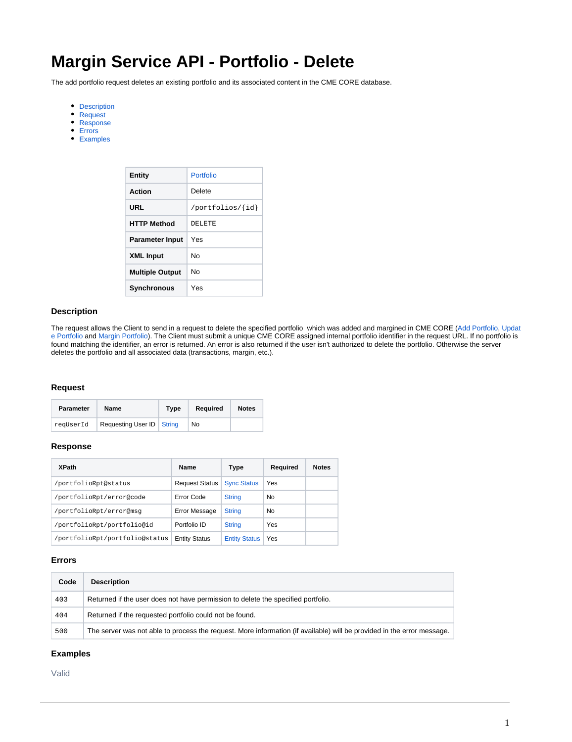# Margin Service API - Portfolio - Delete

The add portfolio request deletes an existing portfolio and its associated content in the CME CORE database.

- Description
- Request
- Response
- Errors
- Examples

| **Entity** | Portfolio |
|---|---|
| **Action** | Delete |
| **URL** | `/portfolios/{id}` |
| **HTTP Method** | `DELETE` |
| **Parameter Input** | Yes |
| **XML Input** | No |
| **Multiple Output** | No |
| **Synchronous** | Yes |

### Description

The request allows the Client to send in a request to delete the specified portfolio  which was added and margined in CME CORE (Add Portfolio, Update Portfolio and Margin Portfolio). The Client must submit a unique CME CORE assigned internal portfolio identifier in the request URL. If no portfolio is found matching the identifier, an error is returned. An error is also returned if the user isn't authorized to delete the portfolio. Otherwise the server deletes the portfolio and all associated data (transactions, margin, etc.).

### Request

| Parameter | Name | Type | Required | Notes |
|---|---|---|---|---|
| `reqUserId` | Requesting User ID | String | No | |

### Response

| XPath | Name | Type | Required | Notes |
|---|---|---|---|---|
| `/portfolioRpt@status` | Request Status | Sync Status | Yes | |
| `/portfolioRpt/error@code` | Error Code | String | No | |
| `/portfolioRpt/error@msg` | Error Message | String | No | |
| `/portfolioRpt/portfolio@id` | Portfolio ID | String | Yes | |
| `/portfolioRpt/portfolio@status` | Entity Status | Entity Status | Yes | |

### Errors

| Code | Description |
|---|---|
| 403 | Returned if the user does not have permission to delete the specified portfolio. |
| 404 | Returned if the requested portfolio could not be found. |
| 500 | The server was not able to process the request. More information (if available) will be provided in the error message. |

### Examples

Valid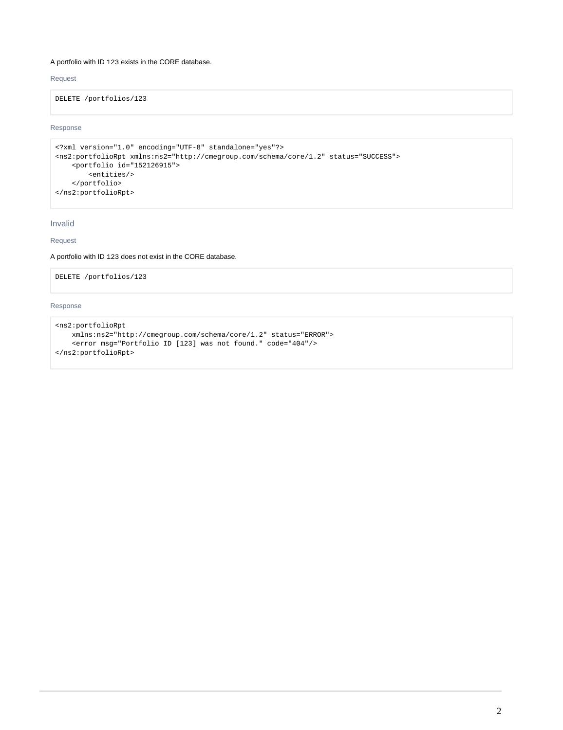A portfolio with ID 123 exists in the CORE database.

Request

```
DELETE /portfolios/123
```

Response

```
<?xml version="1.0" encoding="UTF-8" standalone="yes"?>
<ns2:portfolioRpt xmlns:ns2="http://cmegroup.com/schema/core/1.2" status="SUCCESS">
    <portfolio id="152126915">
        <entities/>
    </portfolio>
</ns2:portfolioRpt>
```

### Invalid

Request

A portfolio with ID 123 does not exist in the CORE database.

```
DELETE /portfolios/123
```

Response

```
<ns2:portfolioRpt
    xmlns:ns2="http://cmegroup.com/schema/core/1.2" status="ERROR">
    <error msg="Portfolio ID [123] was not found." code="404"/>
</ns2:portfolioRpt>
```